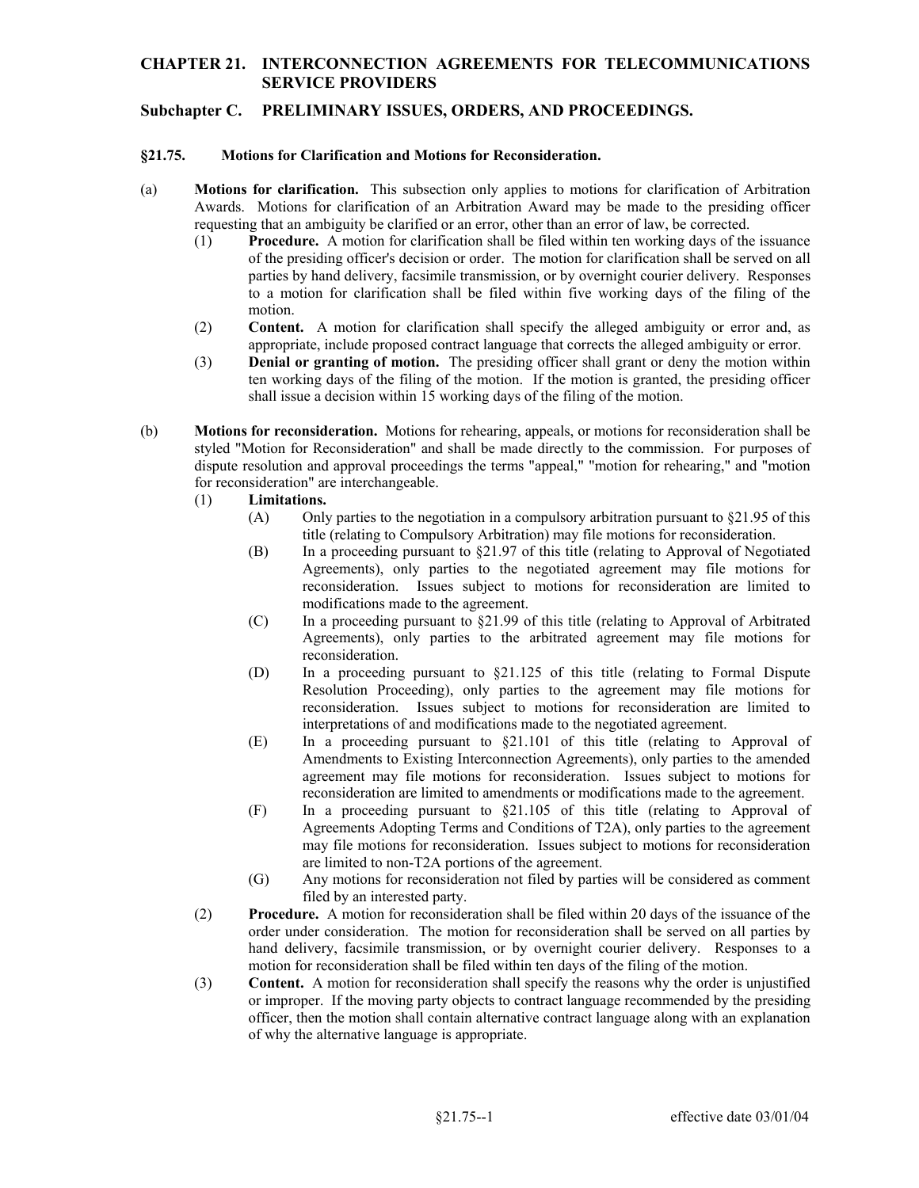# CHAPTER 21. INTERCONNECTION AGREEMENTS FOR TELECOMMUNICATIONS SERVICE PROVIDERS

## Subchapter C. PRELIMINARY ISSUES, ORDERS, AND PROCEEDINGS.

### §21.75. Motions for Clarification and Motions for Reconsideration.

(a) **Motions for clarification.** This subsection only applies to motions for clarification of Arbitration Awards. Motions for clarification of an Arbitration Award may be made to the presiding officer requesting that an ambiguity be clarified or an error, other than an error of law, be corrected.

(1) **Procedure.** A motion for clarification shall be filed within ten working days of the issuance of the presiding officer's decision or order. The motion for clarification shall be served on all parties by hand delivery, facsimile transmission, or by overnight courier delivery. Responses to a motion for clarification shall be filed within five working days of the filing of the motion.

(2) **Content.** A motion for clarification shall specify the alleged ambiguity or error and, as appropriate, include proposed contract language that corrects the alleged ambiguity or error.

(3) **Denial or granting of motion.** The presiding officer shall grant or deny the motion within ten working days of the filing of the motion. If the motion is granted, the presiding officer shall issue a decision within 15 working days of the filing of the motion.

(b) **Motions for reconsideration.** Motions for rehearing, appeals, or motions for reconsideration shall be styled "Motion for Reconsideration" and shall be made directly to the commission. For purposes of dispute resolution and approval proceedings the terms "appeal," "motion for rehearing," and "motion for reconsideration" are interchangeable.

(1) **Limitations.**

(A) Only parties to the negotiation in a compulsory arbitration pursuant to §21.95 of this title (relating to Compulsory Arbitration) may file motions for reconsideration.

(B) In a proceeding pursuant to §21.97 of this title (relating to Approval of Negotiated Agreements), only parties to the negotiated agreement may file motions for reconsideration. Issues subject to motions for reconsideration are limited to modifications made to the agreement.

(C) In a proceeding pursuant to §21.99 of this title (relating to Approval of Arbitrated Agreements), only parties to the arbitrated agreement may file motions for reconsideration.

(D) In a proceeding pursuant to §21.125 of this title (relating to Formal Dispute Resolution Proceeding), only parties to the agreement may file motions for reconsideration. Issues subject to motions for reconsideration are limited to interpretations of and modifications made to the negotiated agreement.

(E) In a proceeding pursuant to §21.101 of this title (relating to Approval of Amendments to Existing Interconnection Agreements), only parties to the amended agreement may file motions for reconsideration. Issues subject to motions for reconsideration are limited to amendments or modifications made to the agreement.

(F) In a proceeding pursuant to §21.105 of this title (relating to Approval of Agreements Adopting Terms and Conditions of T2A), only parties to the agreement may file motions for reconsideration. Issues subject to motions for reconsideration are limited to non-T2A portions of the agreement.

(G) Any motions for reconsideration not filed by parties will be considered as comment filed by an interested party.

(2) **Procedure.** A motion for reconsideration shall be filed within 20 days of the issuance of the order under consideration. The motion for reconsideration shall be served on all parties by hand delivery, facsimile transmission, or by overnight courier delivery. Responses to a motion for reconsideration shall be filed within ten days of the filing of the motion.

(3) **Content.** A motion for reconsideration shall specify the reasons why the order is unjustified or improper. If the moving party objects to contract language recommended by the presiding officer, then the motion shall contain alternative contract language along with an explanation of why the alternative language is appropriate.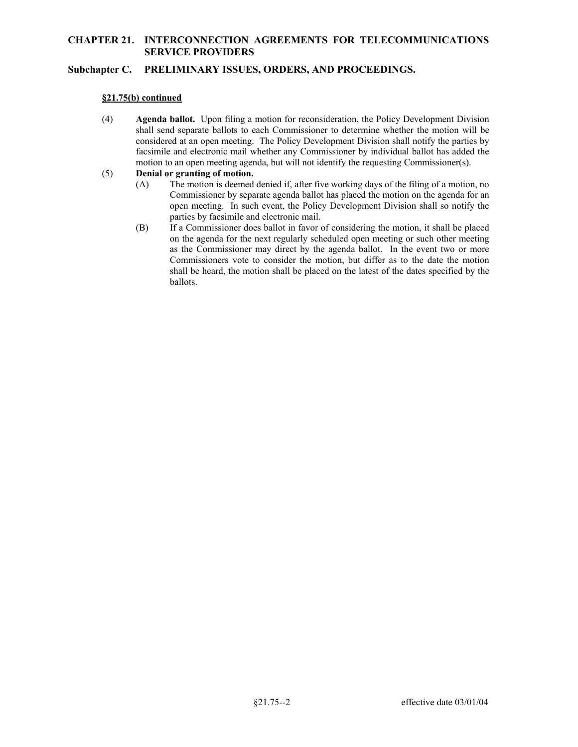**§21.75(b) continued**

(4) **Agenda ballot.** Upon filing a motion for reconsideration, the Policy Development Division shall send separate ballots to each Commissioner to determine whether the motion will be considered at an open meeting. The Policy Development Division shall notify the parties by facsimile and electronic mail whether any Commissioner by individual ballot has added the motion to an open meeting agenda, but will not identify the requesting Commissioner(s).

(5) **Denial or granting of motion.**

(A) The motion is deemed denied if, after five working days of the filing of a motion, no Commissioner by separate agenda ballot has placed the motion on the agenda for an open meeting. In such event, the Policy Development Division shall so notify the parties by facsimile and electronic mail.

(B) If a Commissioner does ballot in favor of considering the motion, it shall be placed on the agenda for the next regularly scheduled open meeting or such other meeting as the Commissioner may direct by the agenda ballot. In the event two or more Commissioners vote to consider the motion, but differ as to the date the motion shall be heard, the motion shall be placed on the latest of the dates specified by the ballots.